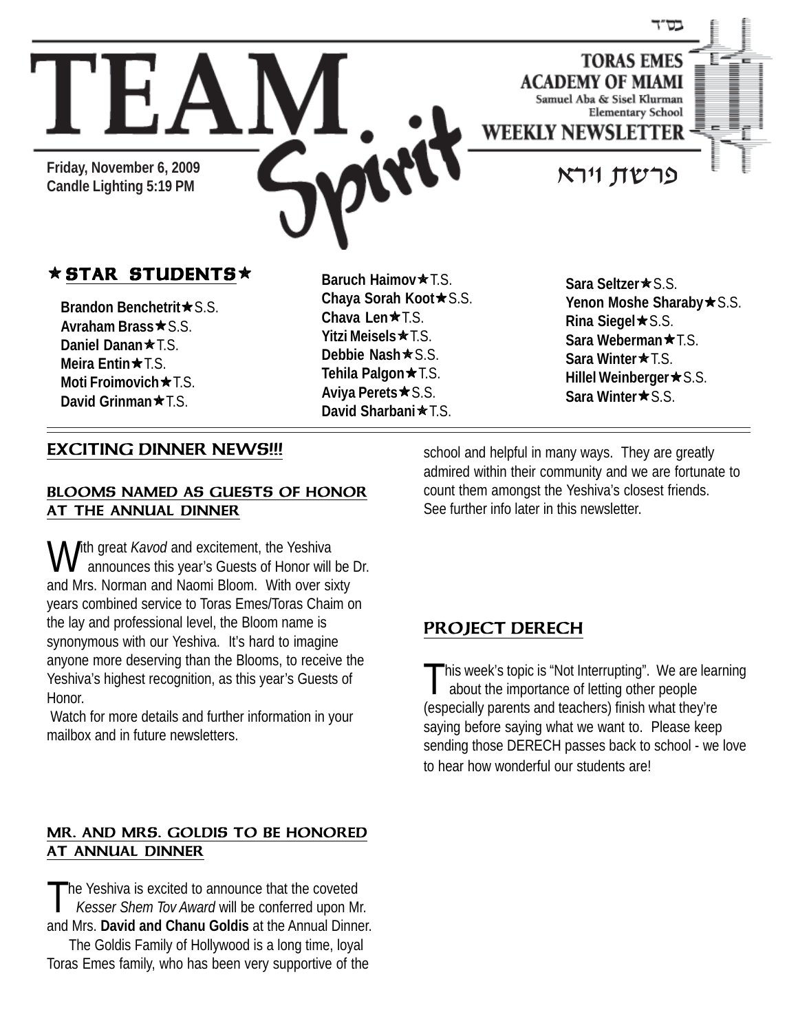בס״ד

# TEAM Spirit

**TORAS EMES ACADEMY OF MIAMI**
Samuel Aba & Sisel Klurman Elementary School
**WEEKLY NEWSLETTER**

**Friday, November 6, 2009**
**Candle Lighting 5:19 PM**

פרשת וירא

## ★ STAR STUDENTS ★

**Brandon Benchetrit**★S.S.
**Avraham Brass**★S.S.
**Daniel Danan**★T.S.
**Meira Entin**★T.S.
**Moti Froimovich**★T.S.
**David Grinman**★T.S.
**Baruch Haimov**★T.S.
**Chaya Sorah Koot**★S.S.
**Chava Len**★T.S.
**Yitzi Meisels**★T.S.
**Debbie Nash**★S.S.
**Tehila Palgon**★T.S.
**Aviya Perets**★S.S.
**David Sharbani**★T.S.
**Sara Seltzer**★S.S.
**Yenon Moshe Sharaby**★S.S.
**Rina Siegel**★S.S.
**Sara Weberman**★T.S.
**Sara Winter**★T.S.
**Hillel Weinberger**★S.S.
**Sara Winter**★S.S.

## EXCITING DINNER NEWS!!!

### BLOOMS NAMED AS GUESTS OF HONOR AT THE ANNUAL DINNER

With great *Kavod* and excitement, the Yeshiva announces this year's Guests of Honor will be Dr. and Mrs. Norman and Naomi Bloom. With over sixty years combined service to Toras Emes/Toras Chaim on the lay and professional level, the Bloom name is synonymous with our Yeshiva. It's hard to imagine anyone more deserving than the Blooms, to receive the Yeshiva's highest recognition, as this year's Guests of Honor.

Watch for more details and further information in your mailbox and in future newsletters.

### MR. AND MRS. GOLDIS TO BE HONORED AT ANNUAL DINNER

The Yeshiva is excited to announce that the coveted *Kesser Shem Tov Award* will be conferred upon Mr. and Mrs. **David and Chanu Goldis** at the Annual Dinner.

The Goldis Family of Hollywood is a long time, loyal Toras Emes family, who has been very supportive of the school and helpful in many ways. They are greatly admired within their community and we are fortunate to count them amongst the Yeshiva's closest friends.
See further info later in this newsletter.

## PROJECT DERECH

This week's topic is "Not Interrupting". We are learning about the importance of letting other people (especially parents and teachers) finish what they're saying before saying what we want to. Please keep sending those DERECH passes back to school - we love to hear how wonderful our students are!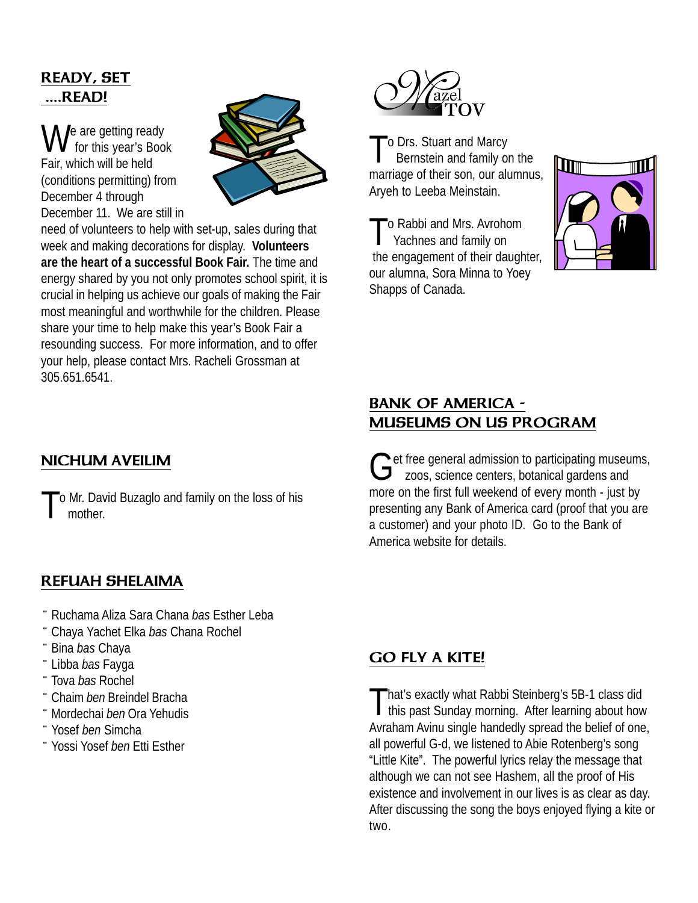## READY, SET ....READ!

We are getting ready for this year's Book Fair, which will be held (conditions permitting) from December 4 through December 11. We are still in need of volunteers to help with set-up, sales during that week and making decorations for display. **Volunteers are the heart of a successful Book Fair.** The time and energy shared by you not only promotes school spirit, it is crucial in helping us achieve our goals of making the Fair most meaningful and worthwhile for the children. Please share your time to help make this year's Book Fair a resounding success. For more information, and to offer your help, please contact Mrs. Racheli Grossman at 305.651.6541.

## NICHUM AVEILIM

To Mr. David Buzaglo and family on the loss of his mother.

## REFUAH SHELAIMA

- Ruchama Aliza Sara Chana *bas* Esther Leba
- Chaya Yachet Elka *bas* Chana Rochel
- Bina *bas* Chaya
- Libba *bas* Fayga
- Tova *bas* Rochel
- Chaim *ben* Breindel Bracha
- Mordechai *ben* Ora Yehudis
- Yosef *ben* Simcha
- Yossi Yosef *ben* Etti Esther

## Mazel TOV

To Drs. Stuart and Marcy Bernstein and family on the marriage of their son, our alumnus, Aryeh to Leeba Meinstain.

To Rabbi and Mrs. Avrohom Yachnes and family on the engagement of their daughter, our alumna, Sora Minna to Yoey Shapps of Canada.

## BANK OF AMERICA - MUSEUMS ON US PROGRAM

Get free general admission to participating museums, zoos, science centers, botanical gardens and more on the first full weekend of every month - just by presenting any Bank of America card (proof that you are a customer) and your photo ID. Go to the Bank of America website for details.

## GO FLY A KITE!

That's exactly what Rabbi Steinberg's 5B-1 class did this past Sunday morning. After learning about how Avraham Avinu single handedly spread the belief of one, all powerful G-d, we listened to Abie Rotenberg's song "Little Kite". The powerful lyrics relay the message that although we can not see Hashem, all the proof of His existence and involvement in our lives is as clear as day. After discussing the song the boys enjoyed flying a kite or two.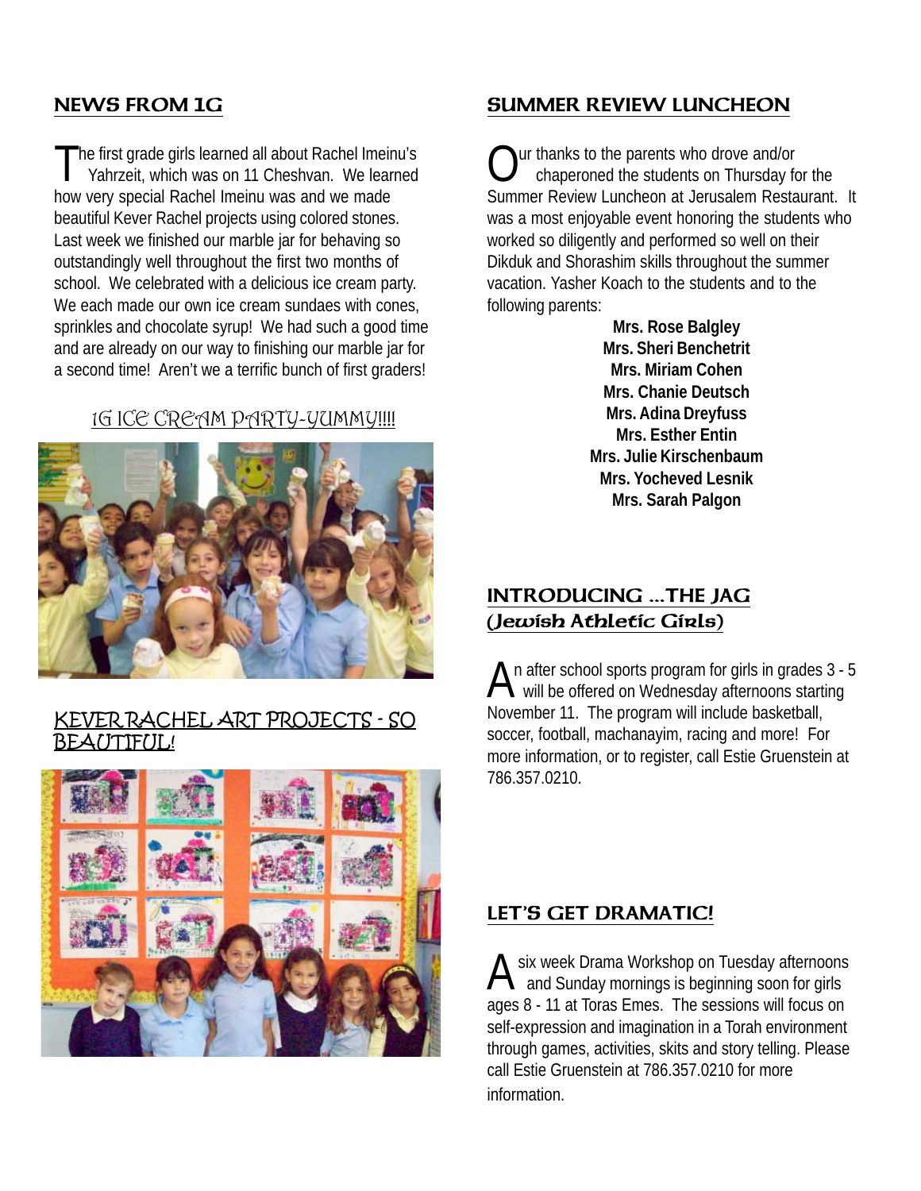## NEWS FROM 1G

The first grade girls learned all about Rachel Imeinu's Yahrzeit, which was on 11 Cheshvan. We learned how very special Rachel Imeinu was and we made beautiful Kever Rachel projects using colored stones. Last week we finished our marble jar for behaving so outstandingly well throughout the first two months of school. We celebrated with a delicious ice cream party. We each made our own ice cream sundaes with cones, sprinkles and chocolate syrup! We had such a good time and are already on our way to finishing our marble jar for a second time! Aren't we a terrific bunch of first graders!

1G ICE CREAM PARTY-YUMMY!!!!

KEVER RACHEL ART PROJECTS - SO BEAUTIFUL!

## SUMMER REVIEW LUNCHEON

Our thanks to the parents who drove and/or chaperoned the students on Thursday for the Summer Review Luncheon at Jerusalem Restaurant. It was a most enjoyable event honoring the students who worked so diligently and performed so well on their Dikduk and Shorashim skills throughout the summer vacation. Yasher Koach to the students and to the following parents:

**Mrs. Rose Balgley**
**Mrs. Sheri Benchetrit**
**Mrs. Miriam Cohen**
**Mrs. Chanie Deutsch**
**Mrs. Adina Dreyfuss**
**Mrs. Esther Entin**
**Mrs. Julie Kirschenbaum**
**Mrs. Yocheved Lesnik**
**Mrs. Sarah Palgon**

## INTRODUCING ...THE JAG (*Jewish Athletic Girls*)

An after school sports program for girls in grades 3 - 5 will be offered on Wednesday afternoons starting November 11. The program will include basketball, soccer, football, machanayim, racing and more! For more information, or to register, call Estie Gruenstein at 786.357.0210.

## LET'S GET DRAMATIC!

A six week Drama Workshop on Tuesday afternoons and Sunday mornings is beginning soon for girls ages 8 - 11 at Toras Emes. The sessions will focus on self-expression and imagination in a Torah environment through games, activities, skits and story telling. Please call Estie Gruenstein at 786.357.0210 for more information.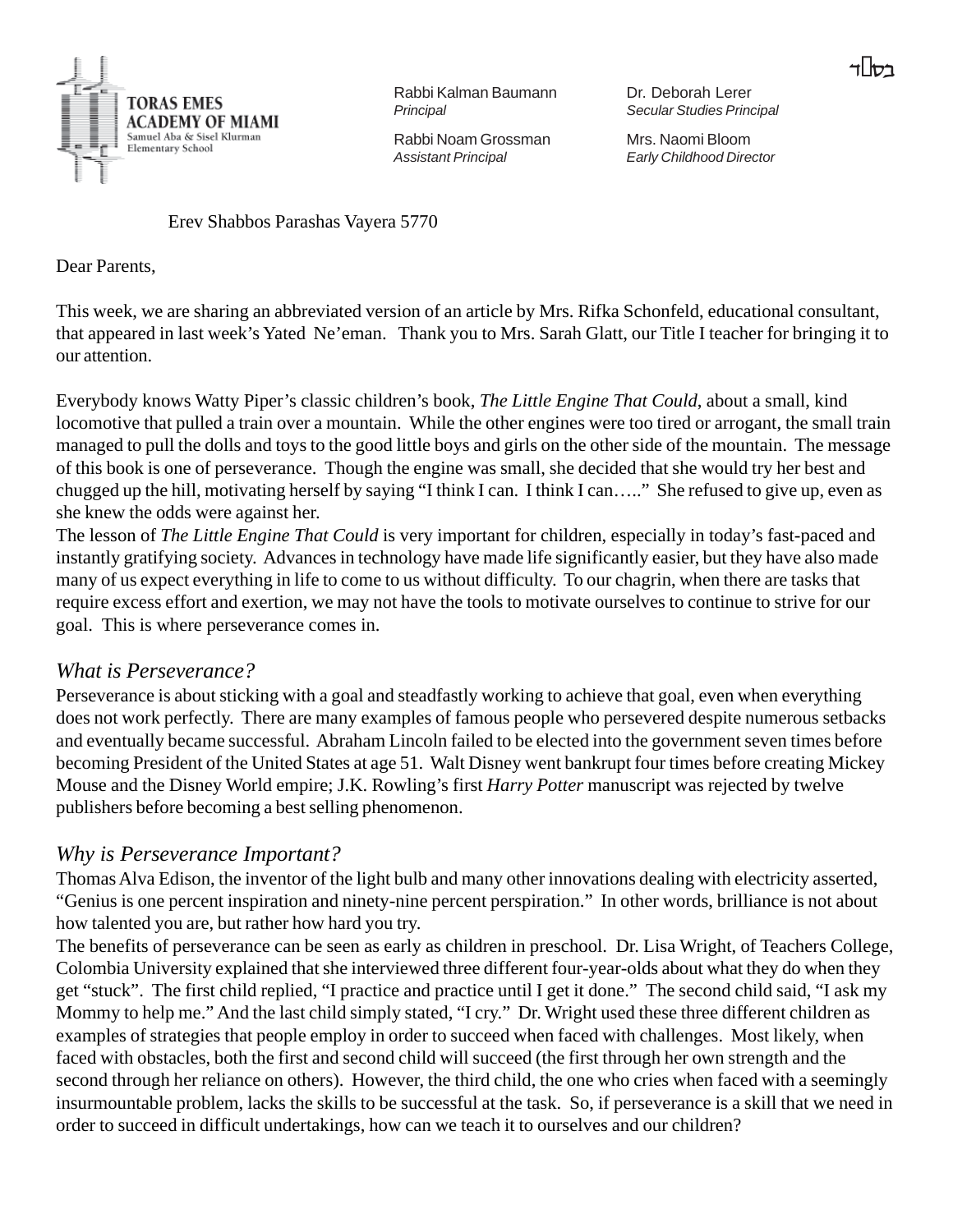בס״ד

**TORAS EMES ACADEMY OF MIAMI**
Samuel Aba & Sisel Klurman Elementary School

Rabbi Kalman Baumann
*Principal*

Rabbi Noam Grossman
*Assistant Principal*

Dr. Deborah Lerer
*Secular Studies Principal*

Mrs. Naomi Bloom
*Early Childhood Director*

Erev Shabbos Parashas Vayera 5770

Dear Parents,

This week, we are sharing an abbreviated version of an article by Mrs. Rifka Schonfeld, educational consultant, that appeared in last week's Yated Ne'eman. Thank you to Mrs. Sarah Glatt, our Title I teacher for bringing it to our attention.

Everybody knows Watty Piper's classic children's book, *The Little Engine That Could*, about a small, kind locomotive that pulled a train over a mountain. While the other engines were too tired or arrogant, the small train managed to pull the dolls and toys to the good little boys and girls on the other side of the mountain. The message of this book is one of perseverance. Though the engine was small, she decided that she would try her best and chugged up the hill, motivating herself by saying "I think I can. I think I can….." She refused to give up, even as she knew the odds were against her.

The lesson of *The Little Engine That Could* is very important for children, especially in today's fast-paced and instantly gratifying society. Advances in technology have made life significantly easier, but they have also made many of us expect everything in life to come to us without difficulty. To our chagrin, when there are tasks that require excess effort and exertion, we may not have the tools to motivate ourselves to continue to strive for our goal. This is where perseverance comes in.

## *What is Perseverance?*

Perseverance is about sticking with a goal and steadfastly working to achieve that goal, even when everything does not work perfectly. There are many examples of famous people who persevered despite numerous setbacks and eventually became successful. Abraham Lincoln failed to be elected into the government seven times before becoming President of the United States at age 51. Walt Disney went bankrupt four times before creating Mickey Mouse and the Disney World empire; J.K. Rowling's first *Harry Potter* manuscript was rejected by twelve publishers before becoming a best selling phenomenon.

## *Why is Perseverance Important?*

Thomas Alva Edison, the inventor of the light bulb and many other innovations dealing with electricity asserted, "Genius is one percent inspiration and ninety-nine percent perspiration." In other words, brilliance is not about how talented you are, but rather how hard you try.

The benefits of perseverance can be seen as early as children in preschool. Dr. Lisa Wright, of Teachers College, Colombia University explained that she interviewed three different four-year-olds about what they do when they get "stuck". The first child replied, "I practice and practice until I get it done." The second child said, "I ask my Mommy to help me." And the last child simply stated, "I cry." Dr. Wright used these three different children as examples of strategies that people employ in order to succeed when faced with challenges. Most likely, when faced with obstacles, both the first and second child will succeed (the first through her own strength and the second through her reliance on others). However, the third child, the one who cries when faced with a seemingly insurmountable problem, lacks the skills to be successful at the task. So, if perseverance is a skill that we need in order to succeed in difficult undertakings, how can we teach it to ourselves and our children?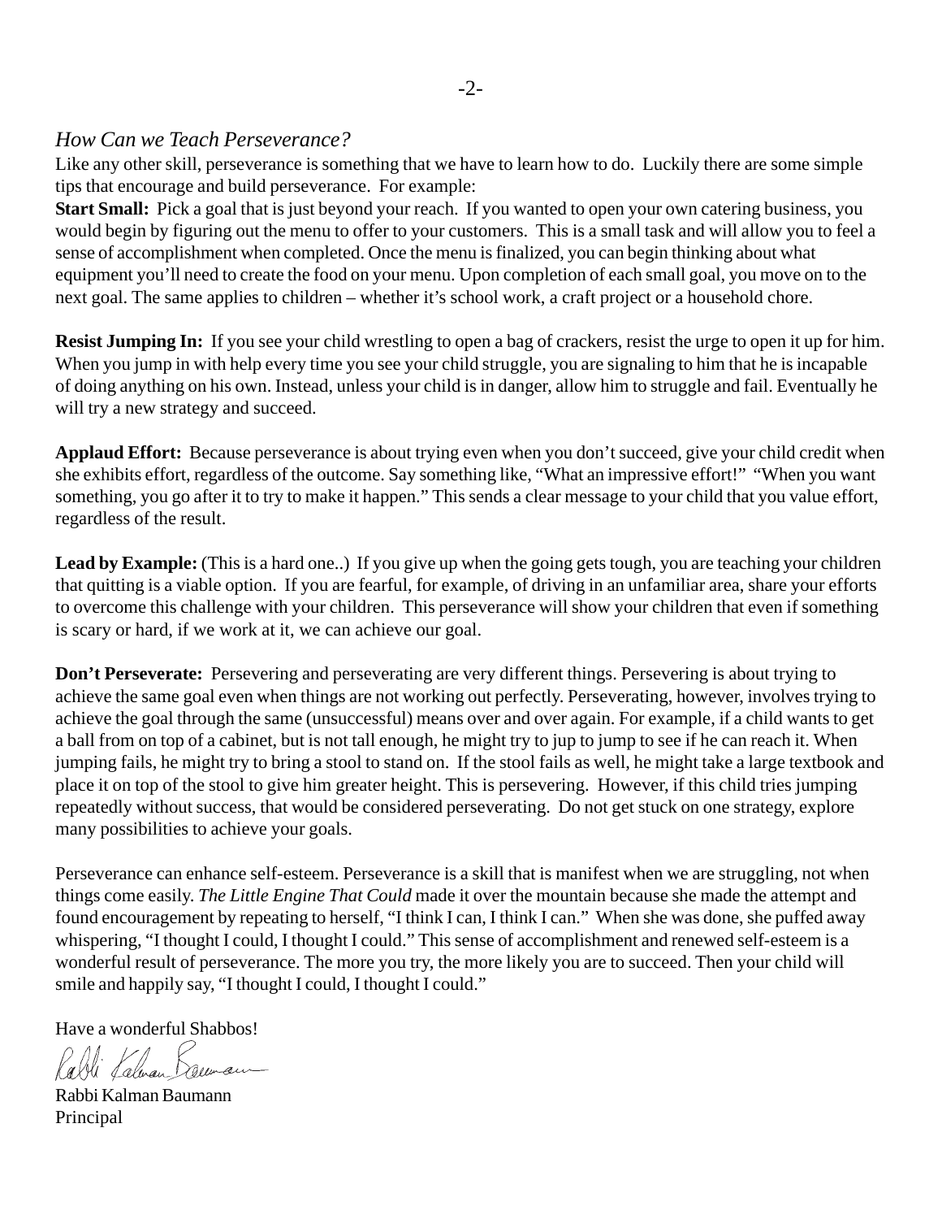*How Can we Teach Perseverance?*

Like any other skill, perseverance is something that we have to learn how to do. Luckily there are some simple tips that encourage and build perseverance. For example:

**Start Small:** Pick a goal that is just beyond your reach. If you wanted to open your own catering business, you would begin by figuring out the menu to offer to your customers. This is a small task and will allow you to feel a sense of accomplishment when completed. Once the menu is finalized, you can begin thinking about what equipment you'll need to create the food on your menu. Upon completion of each small goal, you move on to the next goal. The same applies to children – whether it's school work, a craft project or a household chore.

**Resist Jumping In:** If you see your child wrestling to open a bag of crackers, resist the urge to open it up for him. When you jump in with help every time you see your child struggle, you are signaling to him that he is incapable of doing anything on his own. Instead, unless your child is in danger, allow him to struggle and fail. Eventually he will try a new strategy and succeed.

**Applaud Effort:** Because perseverance is about trying even when you don't succeed, give your child credit when she exhibits effort, regardless of the outcome. Say something like, "What an impressive effort!" "When you want something, you go after it to try to make it happen." This sends a clear message to your child that you value effort, regardless of the result.

**Lead by Example:** (This is a hard one..) If you give up when the going gets tough, you are teaching your children that quitting is a viable option. If you are fearful, for example, of driving in an unfamiliar area, share your efforts to overcome this challenge with your children. This perseverance will show your children that even if something is scary or hard, if we work at it, we can achieve our goal.

**Don't Perseverate:** Persevering and perseverating are very different things. Persevering is about trying to achieve the same goal even when things are not working out perfectly. Perseverating, however, involves trying to achieve the goal through the same (unsuccessful) means over and over again. For example, if a child wants to get a ball from on top of a cabinet, but is not tall enough, he might try to jup to jump to see if he can reach it. When jumping fails, he might try to bring a stool to stand on. If the stool fails as well, he might take a large textbook and place it on top of the stool to give him greater height. This is persevering. However, if this child tries jumping repeatedly without success, that would be considered perseverating. Do not get stuck on one strategy, explore many possibilities to achieve your goals.

Perseverance can enhance self-esteem. Perseverance is a skill that is manifest when we are struggling, not when things come easily. *The Little Engine That Could* made it over the mountain because she made the attempt and found encouragement by repeating to herself, "I think I can, I think I can." When she was done, she puffed away whispering, "I thought I could, I thought I could." This sense of accomplishment and renewed self-esteem is a wonderful result of perseverance. The more you try, the more likely you are to succeed. Then your child will smile and happily say, "I thought I could, I thought I could."

Have a wonderful Shabbos!

Rabbi Kalman Baumann

Rabbi Kalman Baumann
Principal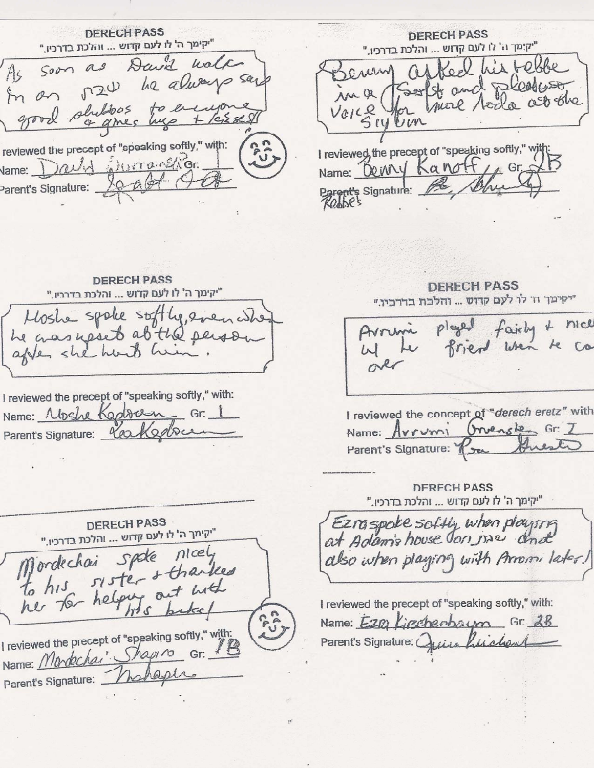## DERECH PASS

"יקימך ה' לו לעם קדוש ... והלכת בדרכיו."

As soon as David walks in on שבת he always says good shabbos to everyone & gives hugs + kisses!

I reviewed the precept of "speaking softly," with:

Name: David Burnaker Gr. 1

Parent's Signature: Scott O.

## DERECH PASS

"יקימך ה' לו לעם קדוש ... והלכת בדרכיו."

Benny asked his rebbe in a soft and pleasant voice for more toda at the siyum

I reviewed the precept of "speaking softly," with:

Name: Benny Kanoff Gr. 2B

Parent's Signature: Rebbe's [signature]

## DERECH PASS

"יקימך ה' לו לעם קדוש ... והלכת בדרכיו."

Moshe spoke softly, even when he was upset at the person after she hurt him.

I reviewed the precept of "speaking softly," with:

Name: Moshe Kaplan Gr. 1

Parent's Signature: Lea Kaplan

## DERECH PASS

"יקימך ה' לו לעם קדוש ... והלכת בדרכיו."

Avrumi played fairly & nicely w/ his friend when he came over

I reviewed the concept of *"derech eretz"* with:

Name: Avrumi Gruenstein Gr. 1

Parent's Signature: Ra Gruenstein

## DERECH PASS

"יקימך ה' לו לעם קדוש ... והלכת בדרכיו."

Mordechai spoke nicely to his sister & thanked her for helping out with his bike!

I reviewed the precept of "speaking softly," with:

Name: Mordechai Shapiro Gr. 1B

Parent's Signature: M Shapiro

## DERECH PASS

"יקימך ה' לו לעם קדוש ... והלכת בדרכיו."

Ezra spoke softly when playing at Adam's house on שבת and also when playing with Avromi later!

I reviewed the precept of "speaking softly," with:

Name: Ezra Kirschenbaum Gr. 2B

Parent's Signature: Jui Kirschenbaum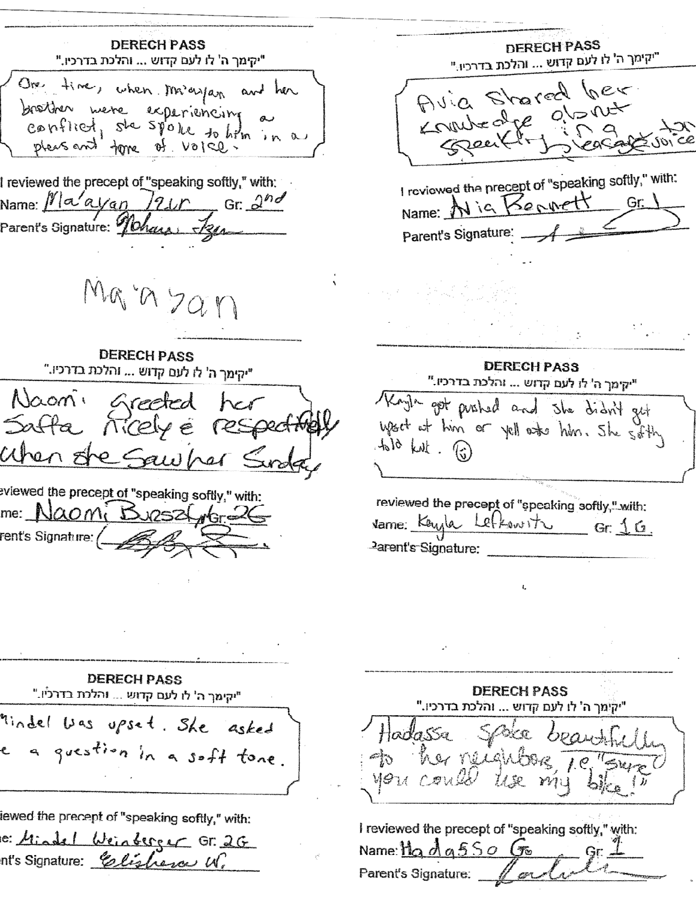## DERECH PASS

"יקימך ה' לו לעם קדוש ... והלכת בדרכיו."

One time, when Ma'ayan and her brother were experiencing a conflict, she spoke to him in a pleasant tone of voice.

I reviewed the precept of "speaking softly," with:

Name: Ma'ayan Izur Gr: 2nd

Parent's Signature: Yohana Izur

Ma'ayan

## DERECH PASS

"יקימך ה' לו לעם קדוש ... והלכת בדרכיו."

Avia shared her knowledge about speaking in a pleasant voice

I reviewed the precept of "speaking softly," with:

Name: Avia Bennett Gr: 1

Parent's Signature:

## DERECH PASS

"יקימך ה' לו לעם קדוש ... והלכת בדרכיו."

Naomi Greeted her Safta nicely & respectfully when she saw her Sunday

I reviewed the precept of "speaking softly," with:

Name: Naomi Burszty Gr: 2G

Parent's Signature:

## DERECH PASS

"יקימך ה' לו לעם קדוש ... והלכת בדרכיו."

Kayla got pushed and she didn't get upset at him or yell at him. She softly told him. ☺

I reviewed the precept of "speaking softly," with:

Name: Kayla Lefkowitz Gr: 1G

Parent's Signature:

## DERECH PASS

"יקימך ה' לו לעם קדוש ... והלכת בדרכיו."

Mindel was upset. She asked me a question in a soft tone.

I reviewed the precept of "speaking softly," with:

Name: Mindel Weinberger Gr: 2G

Parent's Signature: Elisheva W.

## DERECH PASS

"יקימך ה' לו לעם קדוש ... והלכת בדרכיו."

Hadassa spoke beautifully to her neighbor i.e. "sure you could use my bike!"

I reviewed the precept of "speaking softly," with:

Name: Hadassa G. Gr: 1

Parent's Signature: